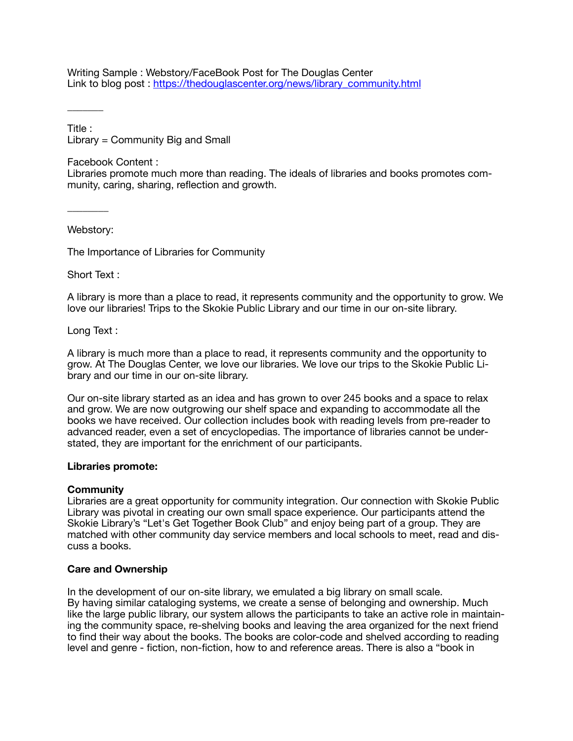Writing Sample : Webstory/FaceBook Post for The Douglas Center
Link to blog post : https://thedouglascenter.org/news/library_community.html

---

Title :
Library = Community Big and Small

Facebook Content :
Libraries promote much more than reading. The ideals of libraries and books promotes community, caring, sharing, reflection and growth.

---

Webstory:

The Importance of Libraries for Community

Short Text :

A library is more than a place to read, it represents community and the opportunity to grow. We love our libraries! Trips to the Skokie Public Library and our time in our on-site library.

Long Text :

A library is much more than a place to read, it represents community and the opportunity to grow. At The Douglas Center, we love our libraries. We love our trips to the Skokie Public Library and our time in our on-site library.

Our on-site library started as an idea and has grown to over 245 books and a space to relax and grow. We are now outgrowing our shelf space and expanding to accommodate all the books we have received. Our collection includes book with reading levels from pre-reader to advanced reader, even a set of encyclopedias. The importance of libraries cannot be understated, they are important for the enrichment of our participants.

**Libraries promote:**

**Community**
Libraries are a great opportunity for community integration. Our connection with Skokie Public Library was pivotal in creating our own small space experience. Our participants attend the Skokie Library's "Let's Get Together Book Club" and enjoy being part of a group. They are matched with other community day service members and local schools to meet, read and discuss a books.

**Care and Ownership**

In the development of our on-site library, we emulated a big library on small scale.
By having similar cataloging systems, we create a sense of belonging and ownership. Much like the large public library, our system allows the participants to take an active role in maintaining the community space, re-shelving books and leaving the area organized for the next friend to find their way about the books. The books are color-code and shelved according to reading level and genre - fiction, non-fiction, how to and reference areas. There is also a "book in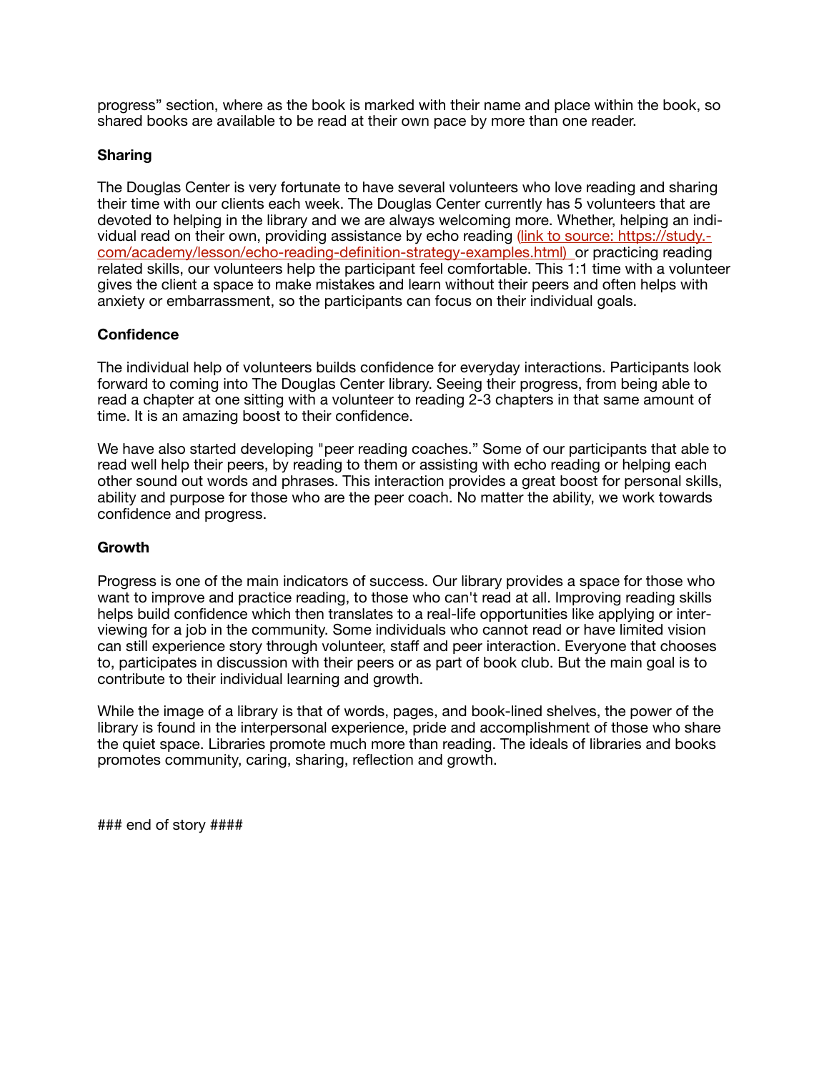progress" section, where as the book is marked with their name and place within the book, so shared books are available to be read at their own pace by more than one reader.

**Sharing**

The Douglas Center is very fortunate to have several volunteers who love reading and sharing their time with our clients each week. The Douglas Center currently has 5 volunteers that are devoted to helping in the library and we are always welcoming more. Whether, helping an individual read on their own, providing assistance by echo reading (link to source: https://study.com/academy/lesson/echo-reading-definition-strategy-examples.html) or practicing reading related skills, our volunteers help the participant feel comfortable. This 1:1 time with a volunteer gives the client a space to make mistakes and learn without their peers and often helps with anxiety or embarrassment, so the participants can focus on their individual goals.

**Confidence**

The individual help of volunteers builds confidence for everyday interactions. Participants look forward to coming into The Douglas Center library. Seeing their progress, from being able to read a chapter at one sitting with a volunteer to reading 2-3 chapters in that same amount of time. It is an amazing boost to their confidence.

We have also started developing "peer reading coaches." Some of our participants that able to read well help their peers, by reading to them or assisting with echo reading or helping each other sound out words and phrases. This interaction provides a great boost for personal skills, ability and purpose for those who are the peer coach. No matter the ability, we work towards confidence and progress.

**Growth**

Progress is one of the main indicators of success. Our library provides a space for those who want to improve and practice reading, to those who can't read at all. Improving reading skills helps build confidence which then translates to a real-life opportunities like applying or interviewing for a job in the community. Some individuals who cannot read or have limited vision can still experience story through volunteer, staff and peer interaction. Everyone that chooses to, participates in discussion with their peers or as part of book club. But the main goal is to contribute to their individual learning and growth.

While the image of a library is that of words, pages, and book-lined shelves, the power of the library is found in the interpersonal experience, pride and accomplishment of those who share the quiet space. Libraries promote much more than reading. The ideals of libraries and books promotes community, caring, sharing, reflection and growth.

### end of story ####